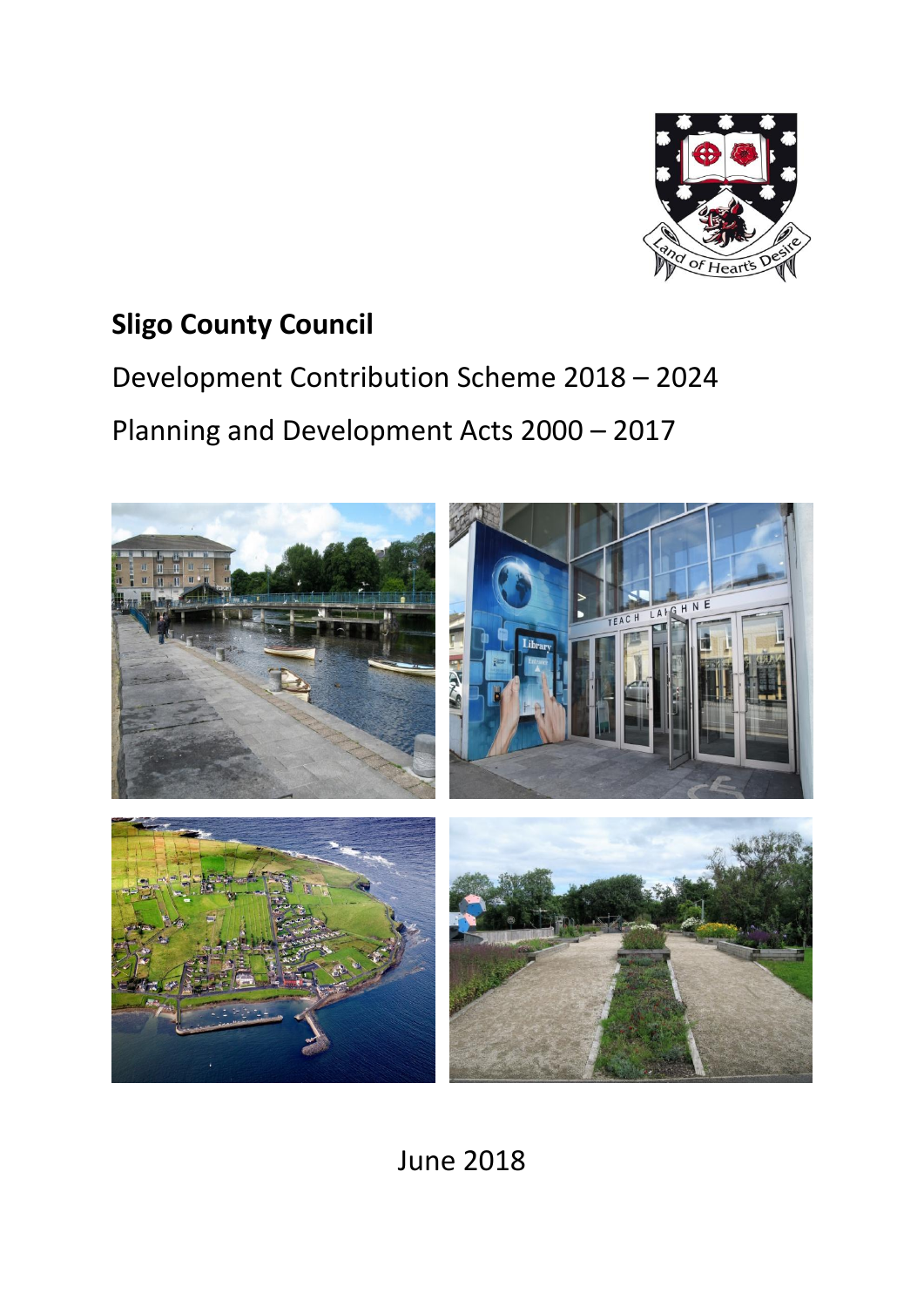# Sligo County Council

Development Contribution Scheme 2018 – 2024

Planning and Development Acts 2000 – 2017

June 2018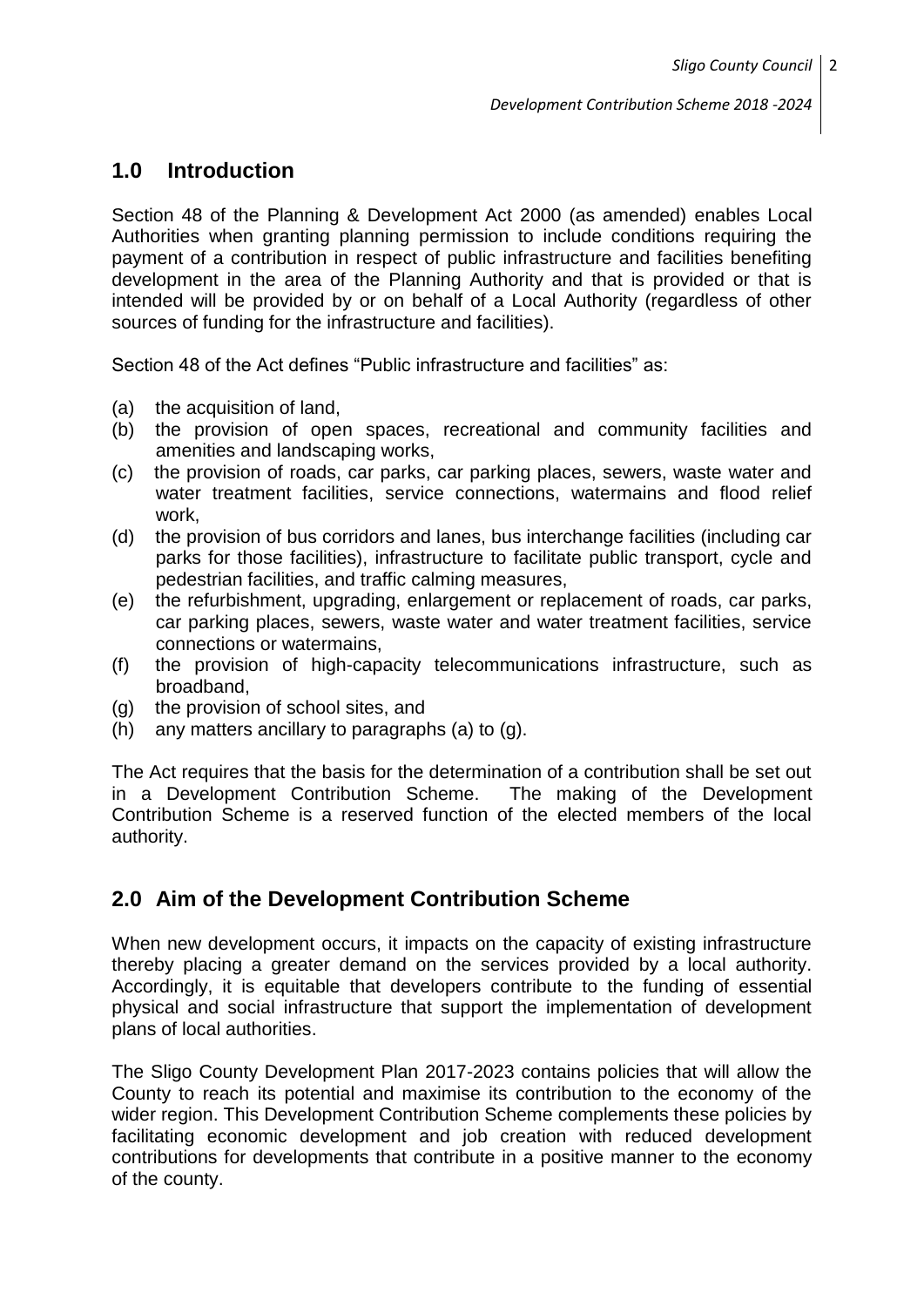## 1.0 Introduction

Section 48 of the Planning & Development Act 2000 (as amended) enables Local Authorities when granting planning permission to include conditions requiring the payment of a contribution in respect of public infrastructure and facilities benefiting development in the area of the Planning Authority and that is provided or that is intended will be provided by or on behalf of a Local Authority (regardless of other sources of funding for the infrastructure and facilities).

Section 48 of the Act defines "Public infrastructure and facilities" as:

(a) the acquisition of land,
(b) the provision of open spaces, recreational and community facilities and amenities and landscaping works,
(c) the provision of roads, car parks, car parking places, sewers, waste water and water treatment facilities, service connections, watermains and flood relief work,
(d) the provision of bus corridors and lanes, bus interchange facilities (including car parks for those facilities), infrastructure to facilitate public transport, cycle and pedestrian facilities, and traffic calming measures,
(e) the refurbishment, upgrading, enlargement or replacement of roads, car parks, car parking places, sewers, waste water and water treatment facilities, service connections or watermains,
(f) the provision of high-capacity telecommunications infrastructure, such as broadband,
(g) the provision of school sites, and
(h) any matters ancillary to paragraphs (a) to (g).

The Act requires that the basis for the determination of a contribution shall be set out in a Development Contribution Scheme. The making of the Development Contribution Scheme is a reserved function of the elected members of the local authority.

## 2.0 Aim of the Development Contribution Scheme

When new development occurs, it impacts on the capacity of existing infrastructure thereby placing a greater demand on the services provided by a local authority. Accordingly, it is equitable that developers contribute to the funding of essential physical and social infrastructure that support the implementation of development plans of local authorities.

The Sligo County Development Plan 2017-2023 contains policies that will allow the County to reach its potential and maximise its contribution to the economy of the wider region. This Development Contribution Scheme complements these policies by facilitating economic development and job creation with reduced development contributions for developments that contribute in a positive manner to the economy of the county.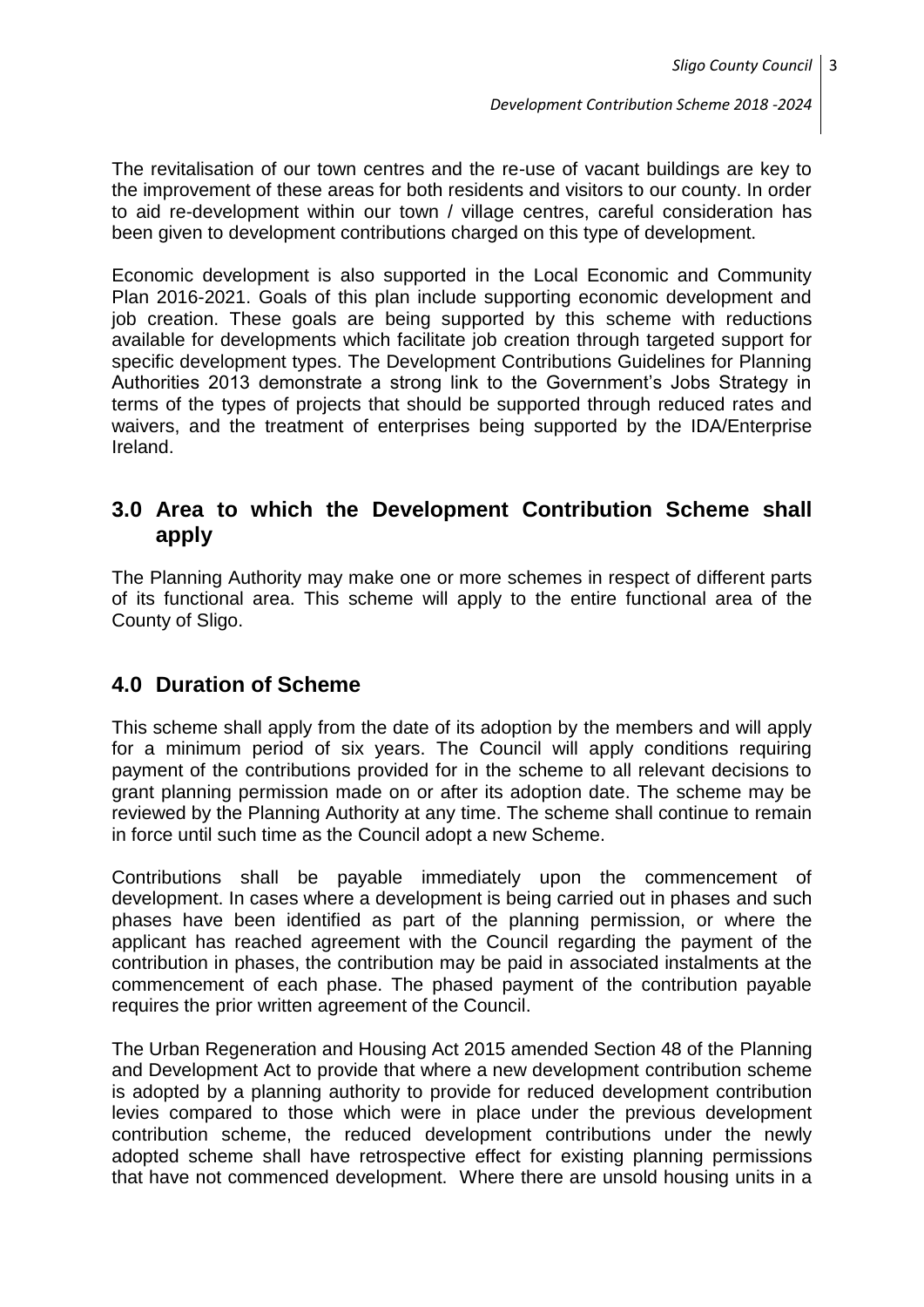The revitalisation of our town centres and the re-use of vacant buildings are key to the improvement of these areas for both residents and visitors to our county. In order to aid re-development within our town / village centres, careful consideration has been given to development contributions charged on this type of development.

Economic development is also supported in the Local Economic and Community Plan 2016-2021. Goals of this plan include supporting economic development and job creation. These goals are being supported by this scheme with reductions available for developments which facilitate job creation through targeted support for specific development types. The Development Contributions Guidelines for Planning Authorities 2013 demonstrate a strong link to the Government's Jobs Strategy in terms of the types of projects that should be supported through reduced rates and waivers, and the treatment of enterprises being supported by the IDA/Enterprise Ireland.

## 3.0 Area to which the Development Contribution Scheme shall apply

The Planning Authority may make one or more schemes in respect of different parts of its functional area. This scheme will apply to the entire functional area of the County of Sligo.

## 4.0 Duration of Scheme

This scheme shall apply from the date of its adoption by the members and will apply for a minimum period of six years. The Council will apply conditions requiring payment of the contributions provided for in the scheme to all relevant decisions to grant planning permission made on or after its adoption date. The scheme may be reviewed by the Planning Authority at any time. The scheme shall continue to remain in force until such time as the Council adopt a new Scheme.

Contributions shall be payable immediately upon the commencement of development. In cases where a development is being carried out in phases and such phases have been identified as part of the planning permission, or where the applicant has reached agreement with the Council regarding the payment of the contribution in phases, the contribution may be paid in associated instalments at the commencement of each phase. The phased payment of the contribution payable requires the prior written agreement of the Council.

The Urban Regeneration and Housing Act 2015 amended Section 48 of the Planning and Development Act to provide that where a new development contribution scheme is adopted by a planning authority to provide for reduced development contribution levies compared to those which were in place under the previous development contribution scheme, the reduced development contributions under the newly adopted scheme shall have retrospective effect for existing planning permissions that have not commenced development. Where there are unsold housing units in a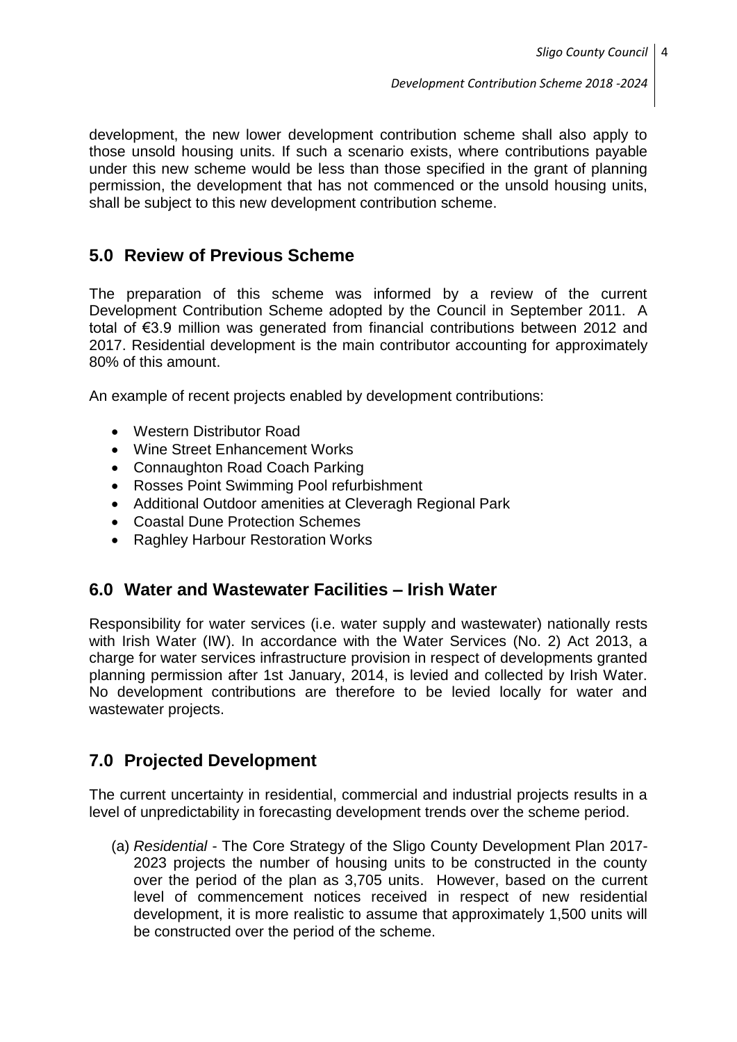development, the new lower development contribution scheme shall also apply to those unsold housing units. If such a scenario exists, where contributions payable under this new scheme would be less than those specified in the grant of planning permission, the development that has not commenced or the unsold housing units, shall be subject to this new development contribution scheme.

## 5.0 Review of Previous Scheme

The preparation of this scheme was informed by a review of the current Development Contribution Scheme adopted by the Council in September 2011. A total of €3.9 million was generated from financial contributions between 2012 and 2017. Residential development is the main contributor accounting for approximately 80% of this amount.

An example of recent projects enabled by development contributions:

- Western Distributor Road
- Wine Street Enhancement Works
- Connaughton Road Coach Parking
- Rosses Point Swimming Pool refurbishment
- Additional Outdoor amenities at Cleveragh Regional Park
- Coastal Dune Protection Schemes
- Raghley Harbour Restoration Works

## 6.0 Water and Wastewater Facilities – Irish Water

Responsibility for water services (i.e. water supply and wastewater) nationally rests with Irish Water (IW). In accordance with the Water Services (No. 2) Act 2013, a charge for water services infrastructure provision in respect of developments granted planning permission after 1st January, 2014, is levied and collected by Irish Water. No development contributions are therefore to be levied locally for water and wastewater projects.

## 7.0 Projected Development

The current uncertainty in residential, commercial and industrial projects results in a level of unpredictability in forecasting development trends over the scheme period.

(a) *Residential* - The Core Strategy of the Sligo County Development Plan 2017-2023 projects the number of housing units to be constructed in the county over the period of the plan as 3,705 units. However, based on the current level of commencement notices received in respect of new residential development, it is more realistic to assume that approximately 1,500 units will be constructed over the period of the scheme.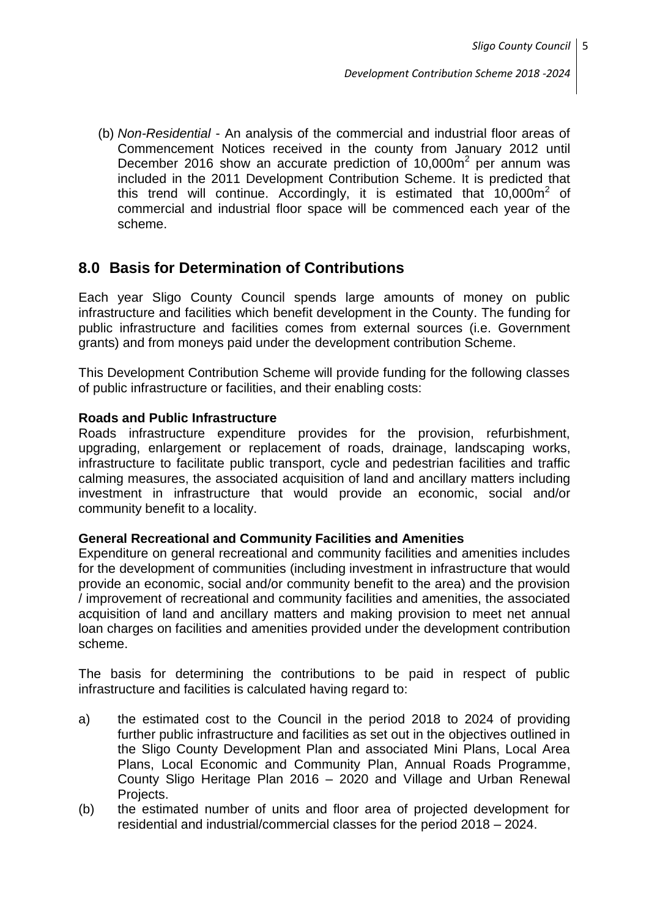(b) *Non-Residential* - An analysis of the commercial and industrial floor areas of Commencement Notices received in the county from January 2012 until December 2016 show an accurate prediction of 10,000m$^2$ per annum was included in the 2011 Development Contribution Scheme. It is predicted that this trend will continue. Accordingly, it is estimated that 10,000m$^2$ of commercial and industrial floor space will be commenced each year of the scheme.

## 8.0 Basis for Determination of Contributions

Each year Sligo County Council spends large amounts of money on public infrastructure and facilities which benefit development in the County. The funding for public infrastructure and facilities comes from external sources (i.e. Government grants) and from moneys paid under the development contribution Scheme.

This Development Contribution Scheme will provide funding for the following classes of public infrastructure or facilities, and their enabling costs:

**Roads and Public Infrastructure**

Roads infrastructure expenditure provides for the provision, refurbishment, upgrading, enlargement or replacement of roads, drainage, landscaping works, infrastructure to facilitate public transport, cycle and pedestrian facilities and traffic calming measures, the associated acquisition of land and ancillary matters including investment in infrastructure that would provide an economic, social and/or community benefit to a locality.

**General Recreational and Community Facilities and Amenities**

Expenditure on general recreational and community facilities and amenities includes for the development of communities (including investment in infrastructure that would provide an economic, social and/or community benefit to the area) and the provision / improvement of recreational and community facilities and amenities, the associated acquisition of land and ancillary matters and making provision to meet net annual loan charges on facilities and amenities provided under the development contribution scheme.

The basis for determining the contributions to be paid in respect of public infrastructure and facilities is calculated having regard to:

a) the estimated cost to the Council in the period 2018 to 2024 of providing further public infrastructure and facilities as set out in the objectives outlined in the Sligo County Development Plan and associated Mini Plans, Local Area Plans, Local Economic and Community Plan, Annual Roads Programme, County Sligo Heritage Plan 2016 – 2020 and Village and Urban Renewal Projects.

(b) the estimated number of units and floor area of projected development for residential and industrial/commercial classes for the period 2018 – 2024.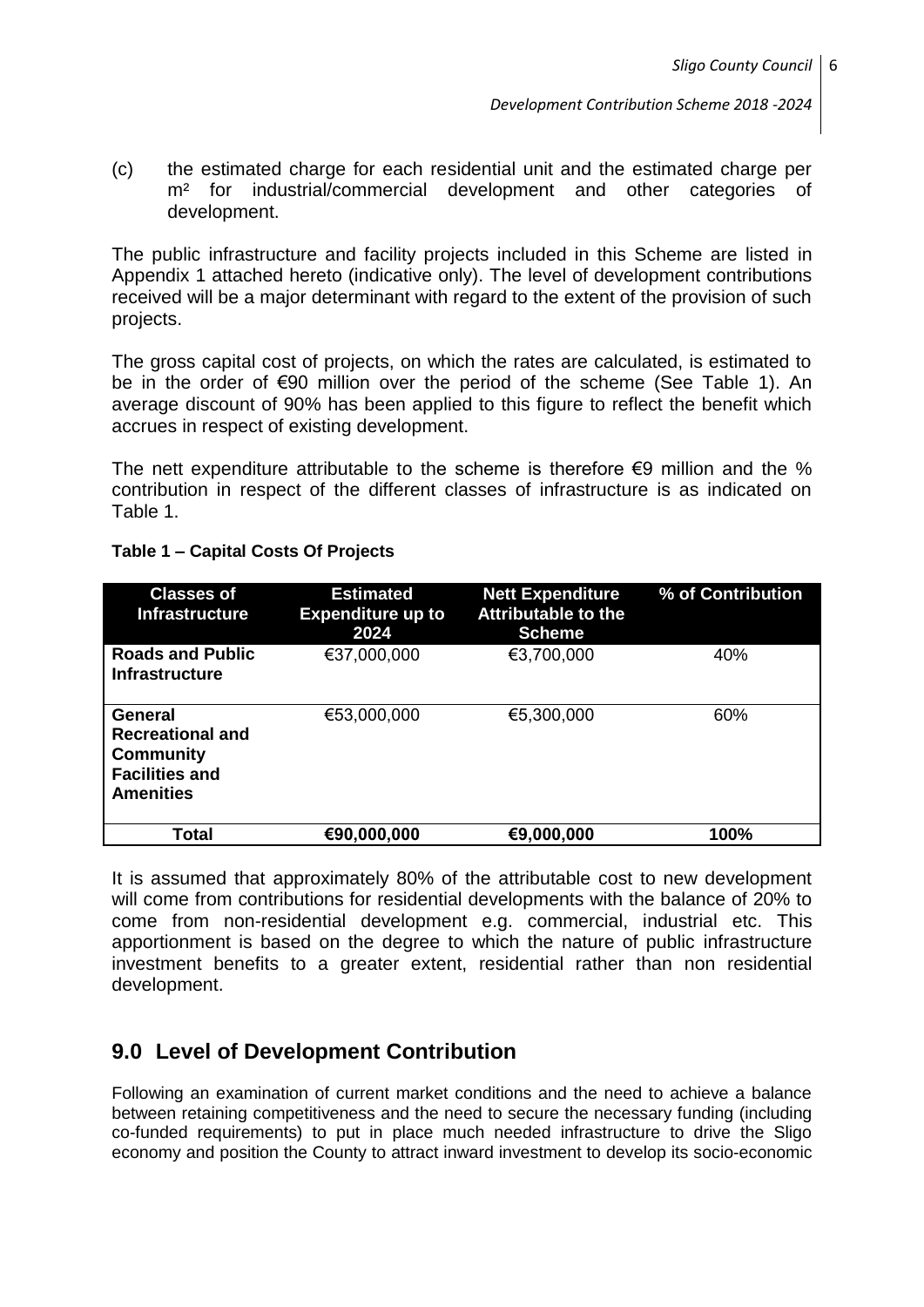(c) the estimated charge for each residential unit and the estimated charge per m² for industrial/commercial development and other categories of development.

The public infrastructure and facility projects included in this Scheme are listed in Appendix 1 attached hereto (indicative only). The level of development contributions received will be a major determinant with regard to the extent of the provision of such projects.

The gross capital cost of projects, on which the rates are calculated, is estimated to be in the order of €90 million over the period of the scheme (See Table 1). An average discount of 90% has been applied to this figure to reflect the benefit which accrues in respect of existing development.

The nett expenditure attributable to the scheme is therefore €9 million and the % contribution in respect of the different classes of infrastructure is as indicated on Table 1.

**Table 1 – Capital Costs Of Projects**

| Classes of Infrastructure | Estimated Expenditure up to 2024 | Nett Expenditure Attributable to the Scheme | % of Contribution |
|---|---|---|---|
| **Roads and Public Infrastructure** | €37,000,000 | €3,700,000 | 40% |
| **General Recreational and Community Facilities and Amenities** | €53,000,000 | €5,300,000 | 60% |
| **Total** | **€90,000,000** | **€9,000,000** | **100%** |

It is assumed that approximately 80% of the attributable cost to new development will come from contributions for residential developments with the balance of 20% to come from non-residential development e.g. commercial, industrial etc. This apportionment is based on the degree to which the nature of public infrastructure investment benefits to a greater extent, residential rather than non residential development.

## 9.0 Level of Development Contribution

Following an examination of current market conditions and the need to achieve a balance between retaining competitiveness and the need to secure the necessary funding (including co-funded requirements) to put in place much needed infrastructure to drive the Sligo economy and position the County to attract inward investment to develop its socio-economic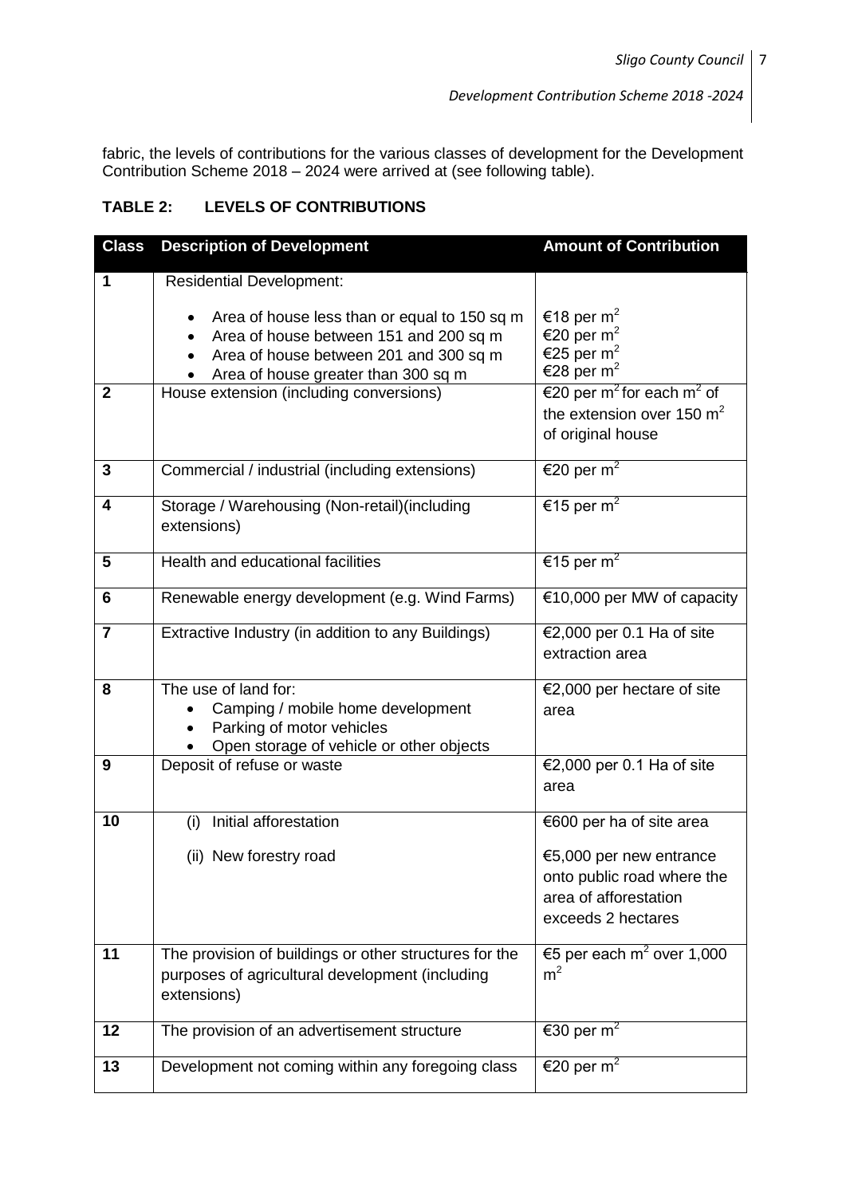fabric, the levels of contributions for the various classes of development for the Development Contribution Scheme 2018 – 2024 were arrived at (see following table).

### TABLE 2: LEVELS OF CONTRIBUTIONS

| Class | Description of Development | Amount of Contribution |
|---|---|---|
| 1 | Residential Development:<br>• Area of house less than or equal to 150 sq m<br>• Area of house between 151 and 200 sq m<br>• Area of house between 201 and 300 sq m<br>• Area of house greater than 300 sq m | <br>€18 per $m^2$<br>€20 per $m^2$<br>€25 per $m^2$<br>€28 per $m^2$ |
| 2 | House extension (including conversions) | €20 per $m^2$ for each $m^2$ of the extension over 150 $m^2$ of original house |
| 3 | Commercial / industrial (including extensions) | €20 per $m^2$ |
| 4 | Storage / Warehousing (Non-retail)(including extensions) | €15 per $m^2$ |
| 5 | Health and educational facilities | €15 per $m^2$ |
| 6 | Renewable energy development (e.g. Wind Farms) | €10,000 per MW of capacity |
| 7 | Extractive Industry (in addition to any Buildings) | €2,000 per 0.1 Ha of site extraction area |
| 8 | The use of land for:<br>• Camping / mobile home development<br>• Parking of motor vehicles<br>• Open storage of vehicle or other objects | €2,000 per hectare of site area |
| 9 | Deposit of refuse or waste | €2,000 per 0.1 Ha of site area |
| 10 | (i) Initial afforestation<br>(ii) New forestry road | €600 per ha of site area<br>€5,000 per new entrance onto public road where the area of afforestation exceeds 2 hectares |
| 11 | The provision of buildings or other structures for the purposes of agricultural development (including extensions) | €5 per each $m^2$ over 1,000 $m^2$ |
| 12 | The provision of an advertisement structure | €30 per $m^2$ |
| 13 | Development not coming within any foregoing class | €20 per $m^2$ |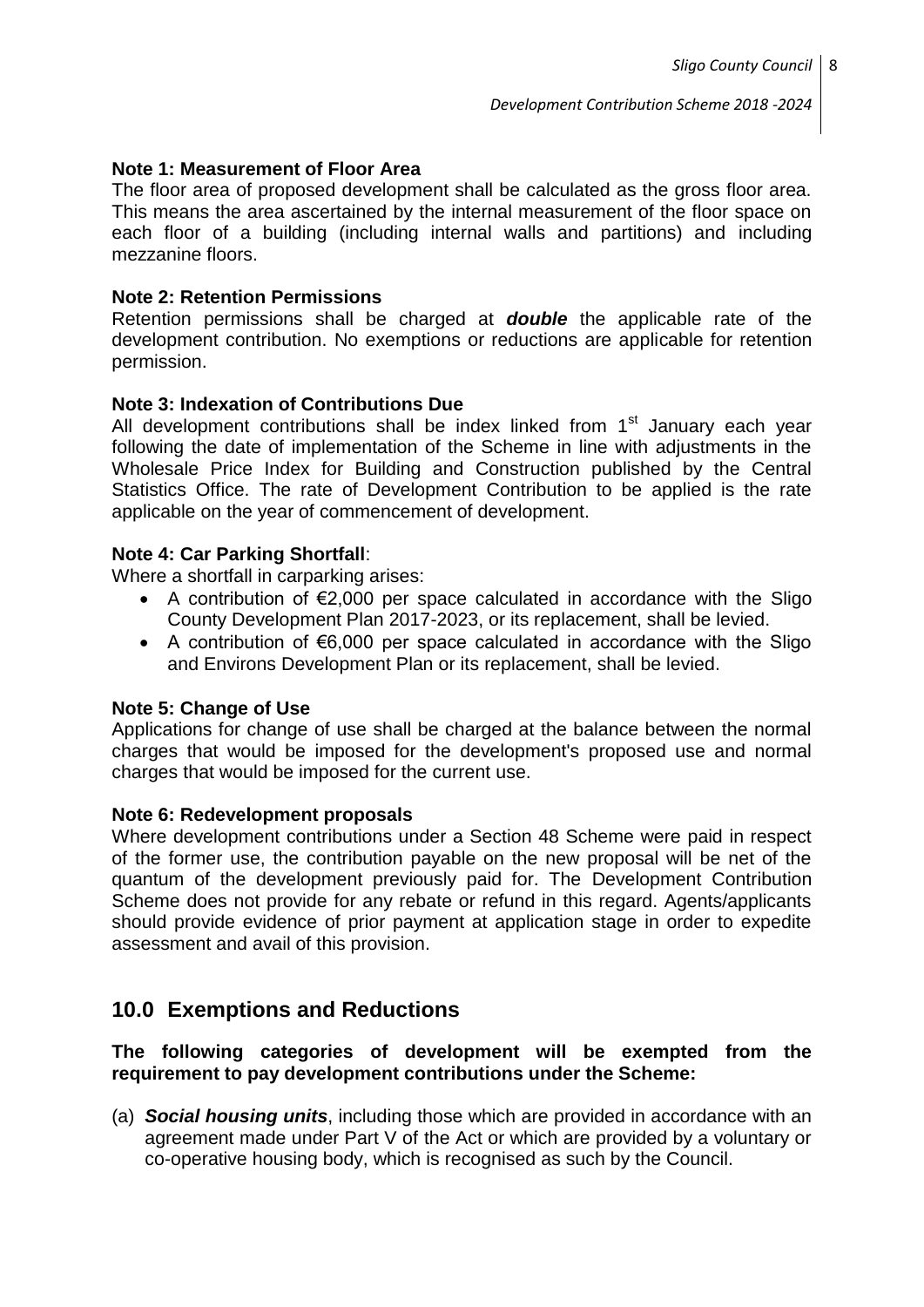**Note 1: Measurement of Floor Area**

The floor area of proposed development shall be calculated as the gross floor area. This means the area ascertained by the internal measurement of the floor space on each floor of a building (including internal walls and partitions) and including mezzanine floors.

**Note 2: Retention Permissions**

Retention permissions shall be charged at ***double*** the applicable rate of the development contribution. No exemptions or reductions are applicable for retention permission.

**Note 3: Indexation of Contributions Due**

All development contributions shall be index linked from 1st January each year following the date of implementation of the Scheme in line with adjustments in the Wholesale Price Index for Building and Construction published by the Central Statistics Office. The rate of Development Contribution to be applied is the rate applicable on the year of commencement of development.

**Note 4: Car Parking Shortfall**:

Where a shortfall in carparking arises:

- A contribution of €2,000 per space calculated in accordance with the Sligo County Development Plan 2017-2023, or its replacement, shall be levied.
- A contribution of €6,000 per space calculated in accordance with the Sligo and Environs Development Plan or its replacement, shall be levied.

**Note 5: Change of Use**

Applications for change of use shall be charged at the balance between the normal charges that would be imposed for the development's proposed use and normal charges that would be imposed for the current use.

**Note 6: Redevelopment proposals**

Where development contributions under a Section 48 Scheme were paid in respect of the former use, the contribution payable on the new proposal will be net of the quantum of the development previously paid for. The Development Contribution Scheme does not provide for any rebate or refund in this regard. Agents/applicants should provide evidence of prior payment at application stage in order to expedite assessment and avail of this provision.

## 10.0 Exemptions and Reductions

**The following categories of development will be exempted from the requirement to pay development contributions under the Scheme:**

(a) ***Social housing units***, including those which are provided in accordance with an agreement made under Part V of the Act or which are provided by a voluntary or co-operative housing body, which is recognised as such by the Council.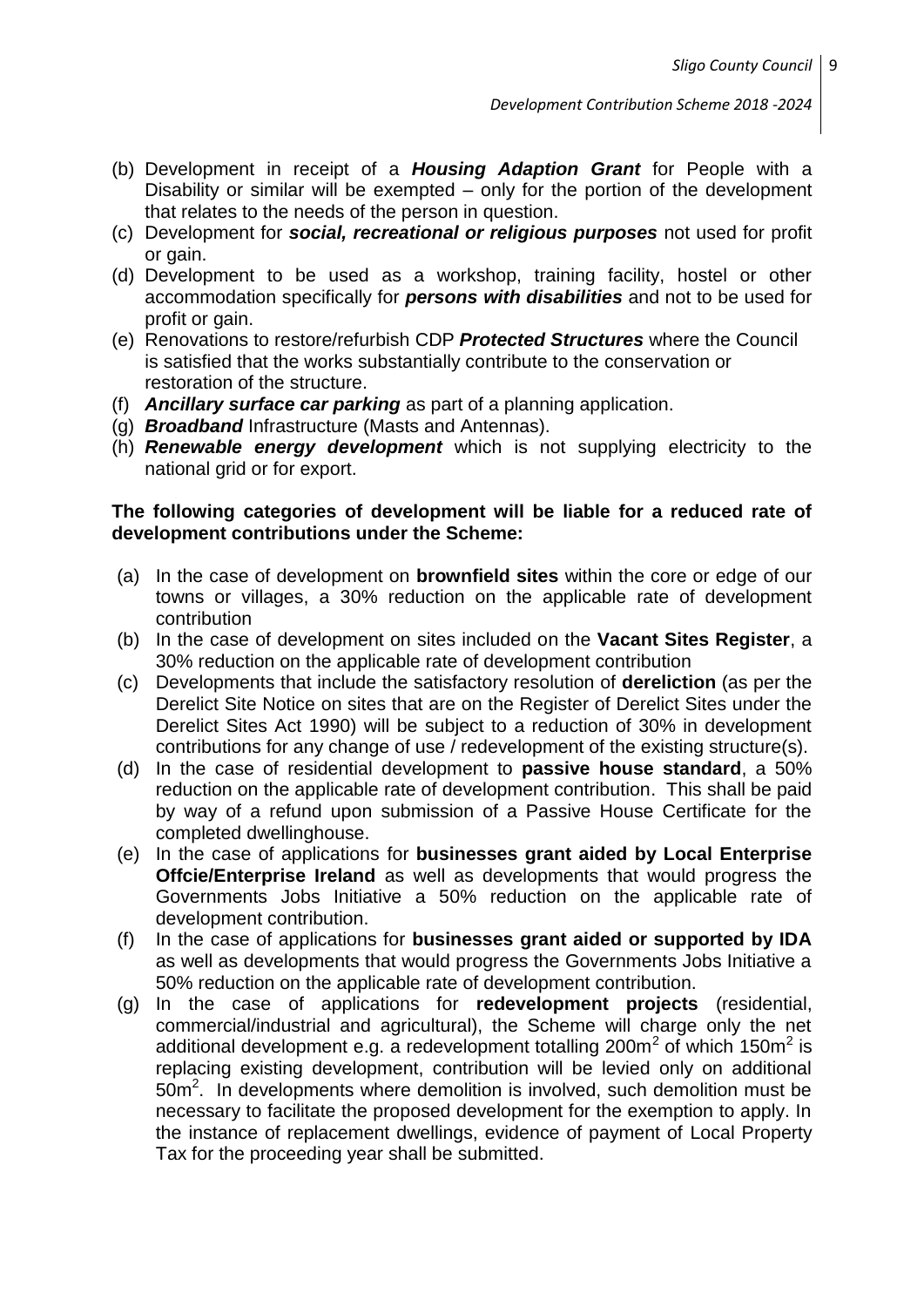(b) Development in receipt of a ***Housing Adaption Grant*** for People with a Disability or similar will be exempted – only for the portion of the development that relates to the needs of the person in question.
(c) Development for ***social, recreational or religious purposes*** not used for profit or gain.
(d) Development to be used as a workshop, training facility, hostel or other accommodation specifically for ***persons with disabilities*** and not to be used for profit or gain.
(e) Renovations to restore/refurbish CDP ***Protected Structures*** where the Council is satisfied that the works substantially contribute to the conservation or restoration of the structure.
(f) ***Ancillary surface car parking*** as part of a planning application.
(g) ***Broadband*** Infrastructure (Masts and Antennas).
(h) ***Renewable energy development*** which is not supplying electricity to the national grid or for export.

**The following categories of development will be liable for a reduced rate of development contributions under the Scheme:**

(a) In the case of development on **brownfield sites** within the core or edge of our towns or villages, a 30% reduction on the applicable rate of development contribution
(b) In the case of development on sites included on the **Vacant Sites Register**, a 30% reduction on the applicable rate of development contribution
(c) Developments that include the satisfactory resolution of **dereliction** (as per the Derelict Site Notice on sites that are on the Register of Derelict Sites under the Derelict Sites Act 1990) will be subject to a reduction of 30% in development contributions for any change of use / redevelopment of the existing structure(s).
(d) In the case of residential development to **passive house standard**, a 50% reduction on the applicable rate of development contribution. This shall be paid by way of a refund upon submission of a Passive House Certificate for the completed dwellinghouse.
(e) In the case of applications for **businesses grant aided by Local Enterprise Offcie/Enterprise Ireland** as well as developments that would progress the Governments Jobs Initiative a 50% reduction on the applicable rate of development contribution.
(f) In the case of applications for **businesses grant aided or supported by IDA** as well as developments that would progress the Governments Jobs Initiative a 50% reduction on the applicable rate of development contribution.
(g) In the case of applications for **redevelopment projects** (residential, commercial/industrial and agricultural), the Scheme will charge only the net additional development e.g. a redevelopment totalling 200m$^2$ of which 150m$^2$ is replacing existing development, contribution will be levied only on additional 50m$^2$. In developments where demolition is involved, such demolition must be necessary to facilitate the proposed development for the exemption to apply. In the instance of replacement dwellings, evidence of payment of Local Property Tax for the proceeding year shall be submitted.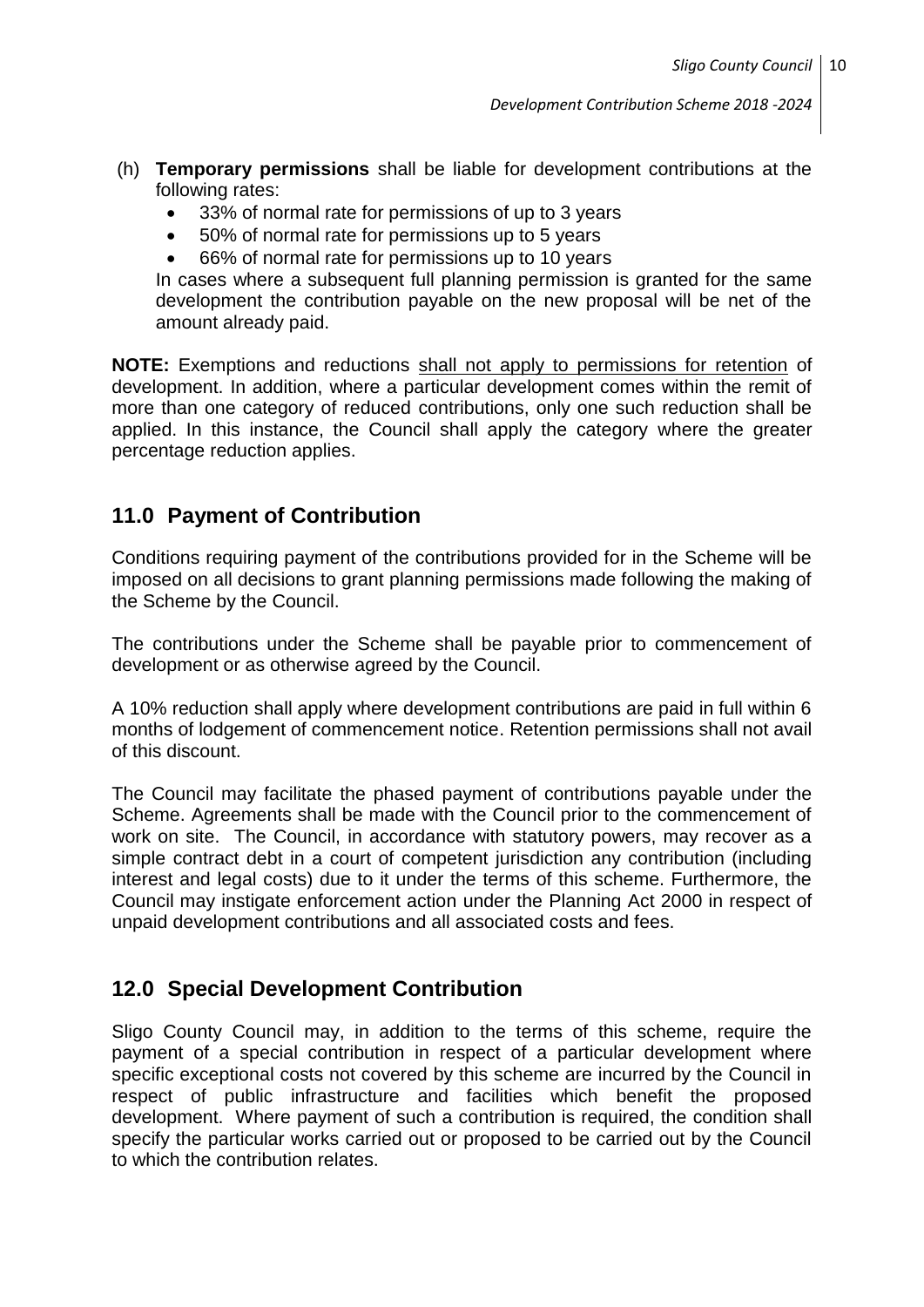(h) **Temporary permissions** shall be liable for development contributions at the following rates:

- 33% of normal rate for permissions of up to 3 years
- 50% of normal rate for permissions up to 5 years
- 66% of normal rate for permissions up to 10 years

In cases where a subsequent full planning permission is granted for the same development the contribution payable on the new proposal will be net of the amount already paid.

**NOTE:** Exemptions and reductions <u>shall not apply to permissions for retention</u> of development. In addition, where a particular development comes within the remit of more than one category of reduced contributions, only one such reduction shall be applied. In this instance, the Council shall apply the category where the greater percentage reduction applies.

## 11.0 Payment of Contribution

Conditions requiring payment of the contributions provided for in the Scheme will be imposed on all decisions to grant planning permissions made following the making of the Scheme by the Council.

The contributions under the Scheme shall be payable prior to commencement of development or as otherwise agreed by the Council.

A 10% reduction shall apply where development contributions are paid in full within 6 months of lodgement of commencement notice. Retention permissions shall not avail of this discount.

The Council may facilitate the phased payment of contributions payable under the Scheme. Agreements shall be made with the Council prior to the commencement of work on site. The Council, in accordance with statutory powers, may recover as a simple contract debt in a court of competent jurisdiction any contribution (including interest and legal costs) due to it under the terms of this scheme. Furthermore, the Council may instigate enforcement action under the Planning Act 2000 in respect of unpaid development contributions and all associated costs and fees.

## 12.0 Special Development Contribution

Sligo County Council may, in addition to the terms of this scheme, require the payment of a special contribution in respect of a particular development where specific exceptional costs not covered by this scheme are incurred by the Council in respect of public infrastructure and facilities which benefit the proposed development. Where payment of such a contribution is required, the condition shall specify the particular works carried out or proposed to be carried out by the Council to which the contribution relates.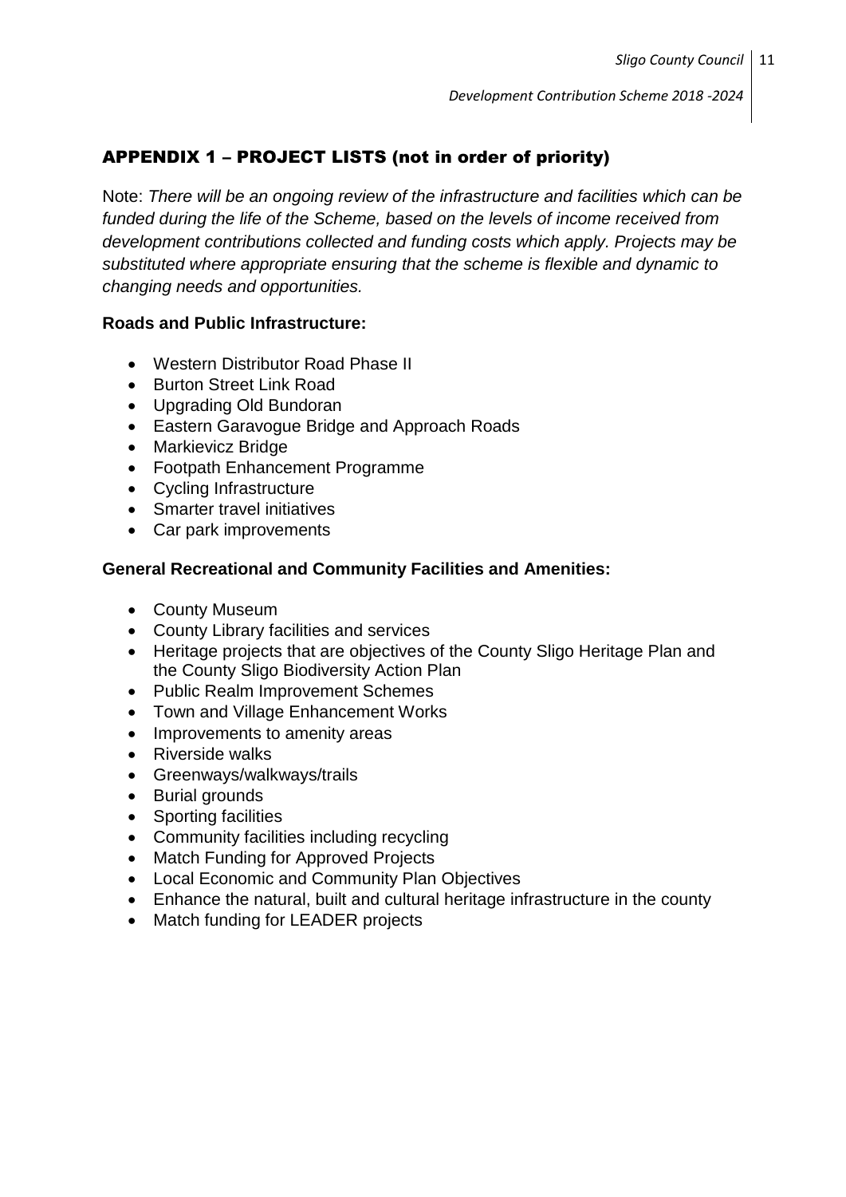## APPENDIX 1 – PROJECT LISTS (not in order of priority)

Note: *There will be an ongoing review of the infrastructure and facilities which can be funded during the life of the Scheme, based on the levels of income received from development contributions collected and funding costs which apply. Projects may be substituted where appropriate ensuring that the scheme is flexible and dynamic to changing needs and opportunities.*

**Roads and Public Infrastructure:**

- Western Distributor Road Phase II
- Burton Street Link Road
- Upgrading Old Bundoran
- Eastern Garavogue Bridge and Approach Roads
- Markievicz Bridge
- Footpath Enhancement Programme
- Cycling Infrastructure
- Smarter travel initiatives
- Car park improvements

**General Recreational and Community Facilities and Amenities:**

- County Museum
- County Library facilities and services
- Heritage projects that are objectives of the County Sligo Heritage Plan and the County Sligo Biodiversity Action Plan
- Public Realm Improvement Schemes
- Town and Village Enhancement Works
- Improvements to amenity areas
- Riverside walks
- Greenways/walkways/trails
- Burial grounds
- Sporting facilities
- Community facilities including recycling
- Match Funding for Approved Projects
- Local Economic and Community Plan Objectives
- Enhance the natural, built and cultural heritage infrastructure in the county
- Match funding for LEADER projects